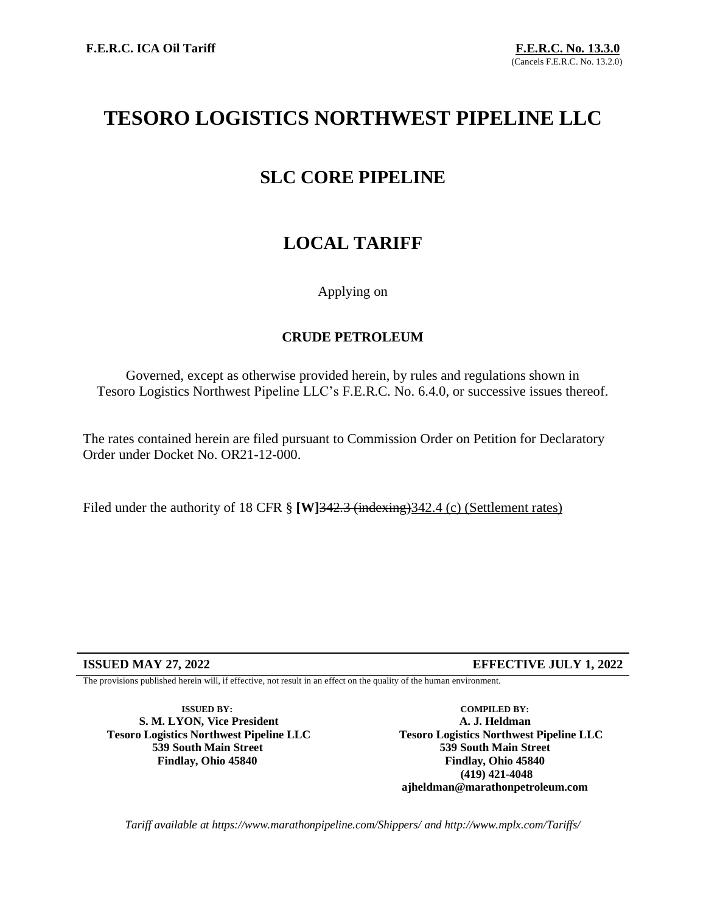**F.E.R.C. ICA Oil Tariff**

**F.E.R.C. No. 13.3.0**
(Cancels F.E.R.C. No. 13.2.0)

# TESORO LOGISTICS NORTHWEST PIPELINE LLC

## SLC CORE PIPELINE

## LOCAL TARIFF

Applying on

**CRUDE PETROLEUM**

Governed, except as otherwise provided herein, by rules and regulations shown in Tesoro Logistics Northwest Pipeline LLC's F.E.R.C. No. 6.4.0, or successive issues thereof.

The rates contained herein are filed pursuant to Commission Order on Petition for Declaratory Order under Docket No. OR21-12-000.

Filed under the authority of 18 CFR § **[W]**~~342.3 (indexing)~~342.4 (c) (Settlement rates)

**ISSUED MAY 27, 2022** **EFFECTIVE JULY 1, 2022**

The provisions published herein will, if effective, not result in an effect on the quality of the human environment.

**ISSUED BY:**
**S. M. LYON, Vice President**
**Tesoro Logistics Northwest Pipeline LLC**
**539 South Main Street**
**Findlay, Ohio 45840**

**COMPILED BY:**
**A. J. Heldman**
**Tesoro Logistics Northwest Pipeline LLC**
**539 South Main Street**
**Findlay, Ohio 45840**
**(419) 421-4048**
**ajheldman@marathonpetroleum.com**

*Tariff available at https://www.marathonpipeline.com/Shippers/ and http://www.mplx.com/Tariffs/*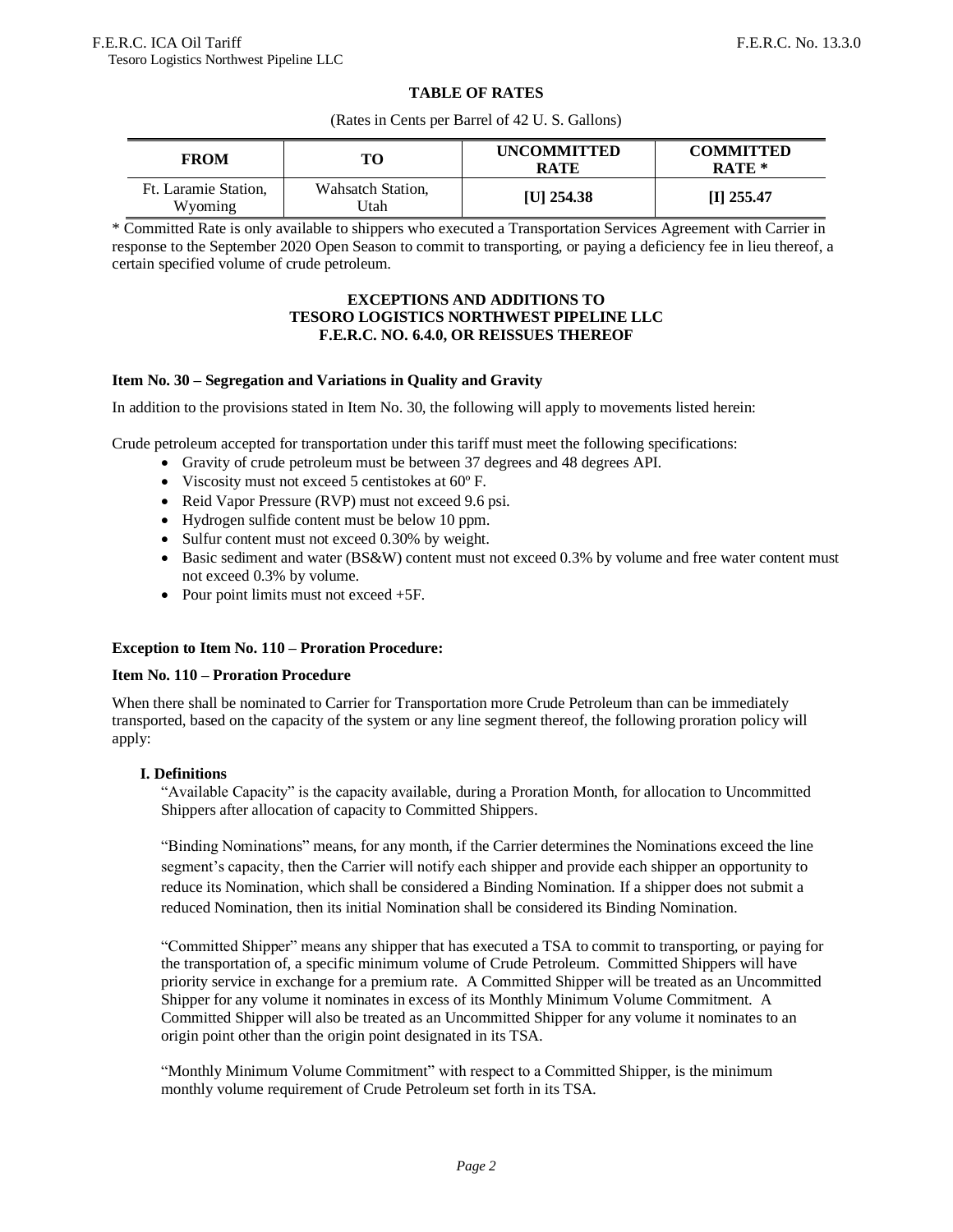## TABLE OF RATES

(Rates in Cents per Barrel of 42 U. S. Gallons)

| FROM | TO | UNCOMMITTED RATE | COMMITTED RATE * |
|---|---|---|---|
| Ft. Laramie Station, Wyoming | Wahsatch Station, Utah | **[U] 254.38** | **[I] 255.47** |

* Committed Rate is only available to shippers who executed a Transportation Services Agreement with Carrier in response to the September 2020 Open Season to commit to transporting, or paying a deficiency fee in lieu thereof, a certain specified volume of crude petroleum.

### EXCEPTIONS AND ADDITIONS TO TESORO LOGISTICS NORTHWEST PIPELINE LLC F.E.R.C. NO. 6.4.0, OR REISSUES THEREOF

**Item No. 30 – Segregation and Variations in Quality and Gravity**

In addition to the provisions stated in Item No. 30, the following will apply to movements listed herein:

Crude petroleum accepted for transportation under this tariff must meet the following specifications:

- Gravity of crude petroleum must be between 37 degrees and 48 degrees API.
- Viscosity must not exceed 5 centistokes at 60º F.
- Reid Vapor Pressure (RVP) must not exceed 9.6 psi.
- Hydrogen sulfide content must be below 10 ppm.
- Sulfur content must not exceed 0.30% by weight.
- Basic sediment and water (BS&W) content must not exceed 0.3% by volume and free water content must not exceed 0.3% by volume.
- Pour point limits must not exceed +5F.

**Exception to Item No. 110 – Proration Procedure:**

**Item No. 110 – Proration Procedure**

When there shall be nominated to Carrier for Transportation more Crude Petroleum than can be immediately transported, based on the capacity of the system or any line segment thereof, the following proration policy will apply:

**I. Definitions**

"Available Capacity" is the capacity available, during a Proration Month, for allocation to Uncommitted Shippers after allocation of capacity to Committed Shippers.

"Binding Nominations" means, for any month, if the Carrier determines the Nominations exceed the line segment's capacity, then the Carrier will notify each shipper and provide each shipper an opportunity to reduce its Nomination, which shall be considered a Binding Nomination. If a shipper does not submit a reduced Nomination, then its initial Nomination shall be considered its Binding Nomination.

"Committed Shipper" means any shipper that has executed a TSA to commit to transporting, or paying for the transportation of, a specific minimum volume of Crude Petroleum. Committed Shippers will have priority service in exchange for a premium rate. A Committed Shipper will be treated as an Uncommitted Shipper for any volume it nominates in excess of its Monthly Minimum Volume Commitment. A Committed Shipper will also be treated as an Uncommitted Shipper for any volume it nominates to an origin point other than the origin point designated in its TSA.

"Monthly Minimum Volume Commitment" with respect to a Committed Shipper, is the minimum monthly volume requirement of Crude Petroleum set forth in its TSA.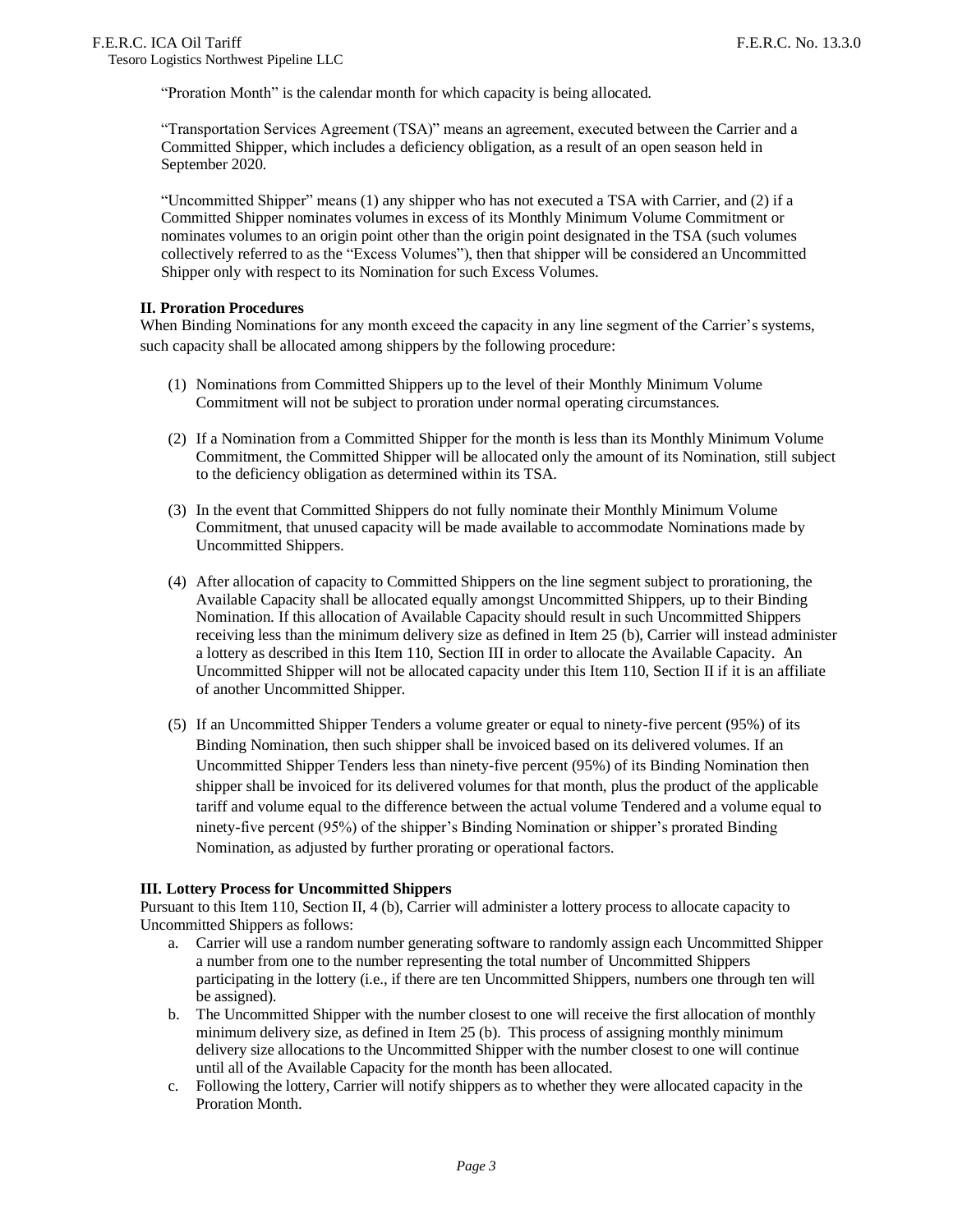"Proration Month" is the calendar month for which capacity is being allocated.

"Transportation Services Agreement (TSA)" means an agreement, executed between the Carrier and a Committed Shipper, which includes a deficiency obligation, as a result of an open season held in September 2020.

"Uncommitted Shipper" means (1) any shipper who has not executed a TSA with Carrier, and (2) if a Committed Shipper nominates volumes in excess of its Monthly Minimum Volume Commitment or nominates volumes to an origin point other than the origin point designated in the TSA (such volumes collectively referred to as the "Excess Volumes"), then that shipper will be considered an Uncommitted Shipper only with respect to its Nomination for such Excess Volumes.

**II. Proration Procedures**

When Binding Nominations for any month exceed the capacity in any line segment of the Carrier's systems, such capacity shall be allocated among shippers by the following procedure:

(1) Nominations from Committed Shippers up to the level of their Monthly Minimum Volume Commitment will not be subject to proration under normal operating circumstances.

(2) If a Nomination from a Committed Shipper for the month is less than its Monthly Minimum Volume Commitment, the Committed Shipper will be allocated only the amount of its Nomination, still subject to the deficiency obligation as determined within its TSA.

(3) In the event that Committed Shippers do not fully nominate their Monthly Minimum Volume Commitment, that unused capacity will be made available to accommodate Nominations made by Uncommitted Shippers.

(4) After allocation of capacity to Committed Shippers on the line segment subject to prorationing, the Available Capacity shall be allocated equally amongst Uncommitted Shippers, up to their Binding Nomination. If this allocation of Available Capacity should result in such Uncommitted Shippers receiving less than the minimum delivery size as defined in Item 25 (b), Carrier will instead administer a lottery as described in this Item 110, Section III in order to allocate the Available Capacity. An Uncommitted Shipper will not be allocated capacity under this Item 110, Section II if it is an affiliate of another Uncommitted Shipper.

(5) If an Uncommitted Shipper Tenders a volume greater or equal to ninety-five percent (95%) of its Binding Nomination, then such shipper shall be invoiced based on its delivered volumes. If an Uncommitted Shipper Tenders less than ninety-five percent (95%) of its Binding Nomination then shipper shall be invoiced for its delivered volumes for that month, plus the product of the applicable tariff and volume equal to the difference between the actual volume Tendered and a volume equal to ninety-five percent (95%) of the shipper's Binding Nomination or shipper's prorated Binding Nomination, as adjusted by further prorating or operational factors.

**III. Lottery Process for Uncommitted Shippers**

Pursuant to this Item 110, Section II, 4 (b), Carrier will administer a lottery process to allocate capacity to Uncommitted Shippers as follows:

a. Carrier will use a random number generating software to randomly assign each Uncommitted Shipper a number from one to the number representing the total number of Uncommitted Shippers participating in the lottery (i.e., if there are ten Uncommitted Shippers, numbers one through ten will be assigned).
b. The Uncommitted Shipper with the number closest to one will receive the first allocation of monthly minimum delivery size, as defined in Item 25 (b). This process of assigning monthly minimum delivery size allocations to the Uncommitted Shipper with the number closest to one will continue until all of the Available Capacity for the month has been allocated.
c. Following the lottery, Carrier will notify shippers as to whether they were allocated capacity in the Proration Month.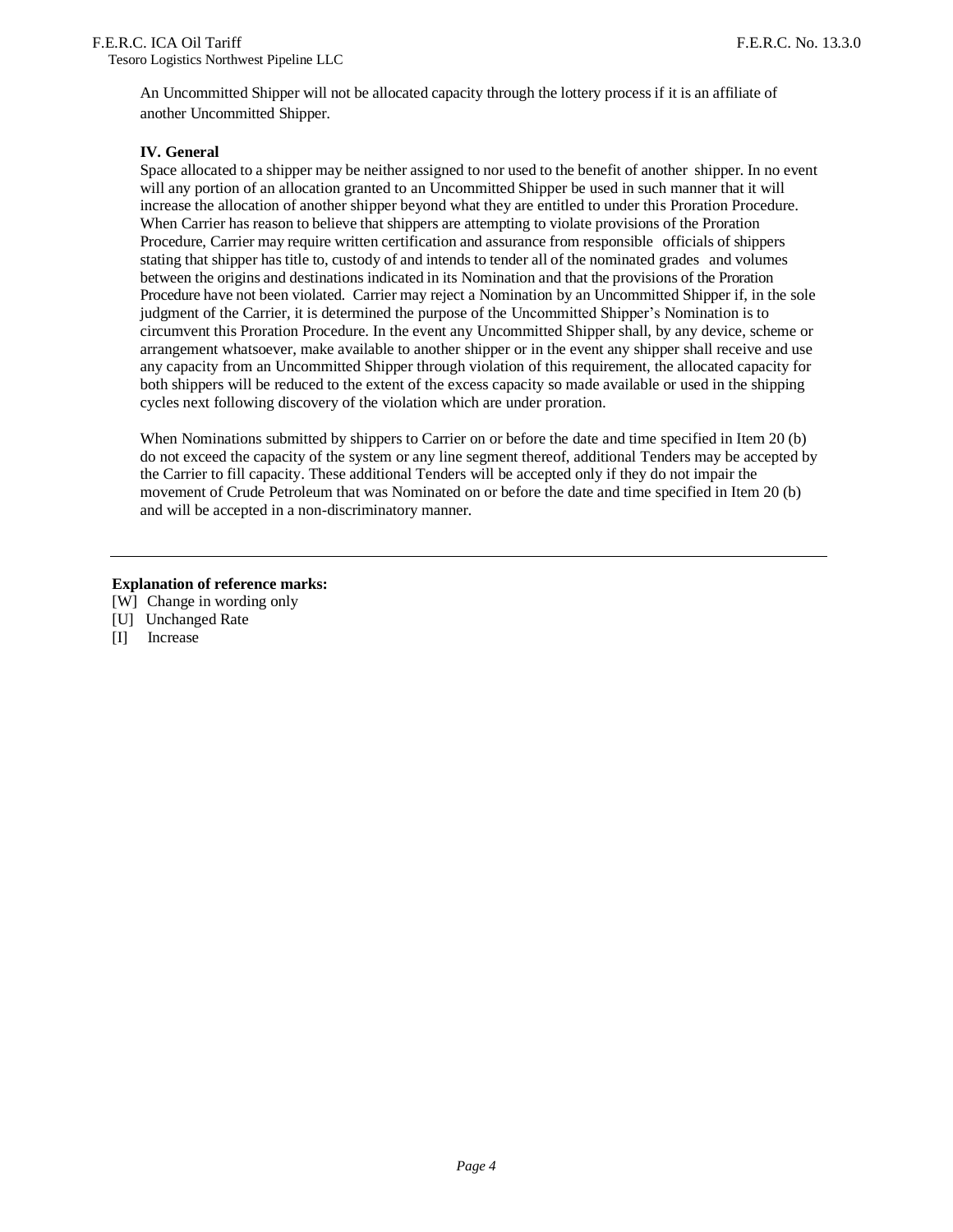An Uncommitted Shipper will not be allocated capacity through the lottery process if it is an affiliate of another Uncommitted Shipper.

**IV. General**

Space allocated to a shipper may be neither assigned to nor used to the benefit of another shipper. In no event will any portion of an allocation granted to an Uncommitted Shipper be used in such manner that it will increase the allocation of another shipper beyond what they are entitled to under this Proration Procedure. When Carrier has reason to believe that shippers are attempting to violate provisions of the Proration Procedure, Carrier may require written certification and assurance from responsible officials of shippers stating that shipper has title to, custody of and intends to tender all of the nominated grades and volumes between the origins and destinations indicated in its Nomination and that the provisions of the Proration Procedure have not been violated. Carrier may reject a Nomination by an Uncommitted Shipper if, in the sole judgment of the Carrier, it is determined the purpose of the Uncommitted Shipper's Nomination is to circumvent this Proration Procedure. In the event any Uncommitted Shipper shall, by any device, scheme or arrangement whatsoever, make available to another shipper or in the event any shipper shall receive and use any capacity from an Uncommitted Shipper through violation of this requirement, the allocated capacity for both shippers will be reduced to the extent of the excess capacity so made available or used in the shipping cycles next following discovery of the violation which are under proration.

When Nominations submitted by shippers to Carrier on or before the date and time specified in Item 20 (b) do not exceed the capacity of the system or any line segment thereof, additional Tenders may be accepted by the Carrier to fill capacity. These additional Tenders will be accepted only if they do not impair the movement of Crude Petroleum that was Nominated on or before the date and time specified in Item 20 (b) and will be accepted in a non-discriminatory manner.

---

**Explanation of reference marks:**

[W] Change in wording only
[U] Unchanged Rate
[I] Increase